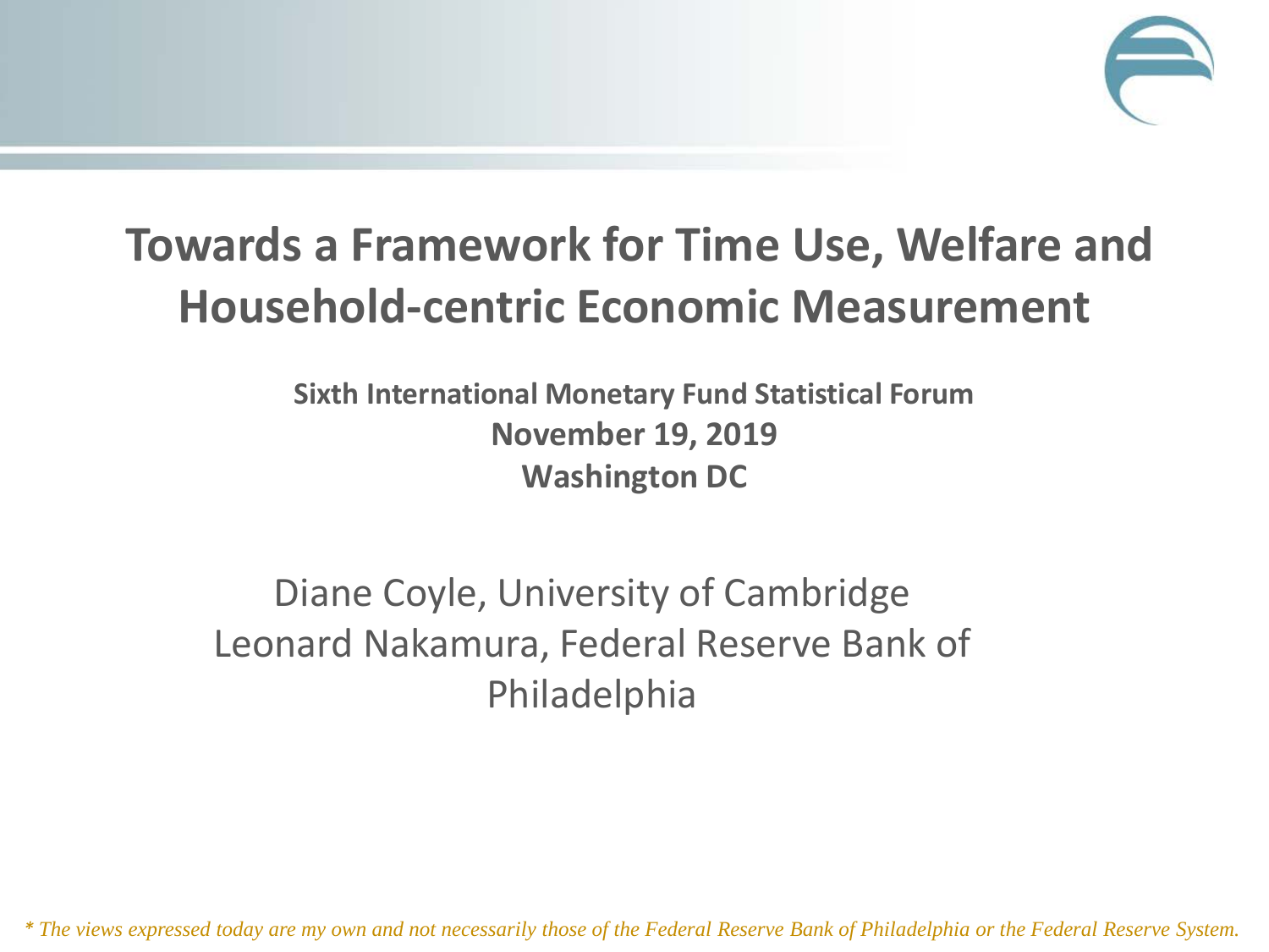# Towards a Framework for Time Use, Welfare and Household-centric Economic Measurement

**Sixth International Monetary Fund Statistical Forum**
**November 19, 2019**
**Washington DC**

Diane Coyle, University of Cambridge
Leonard Nakamura, Federal Reserve Bank of Philadelphia

*\* The views expressed today are my own and not necessarily those of the Federal Reserve Bank of Philadelphia or the Federal Reserve System.*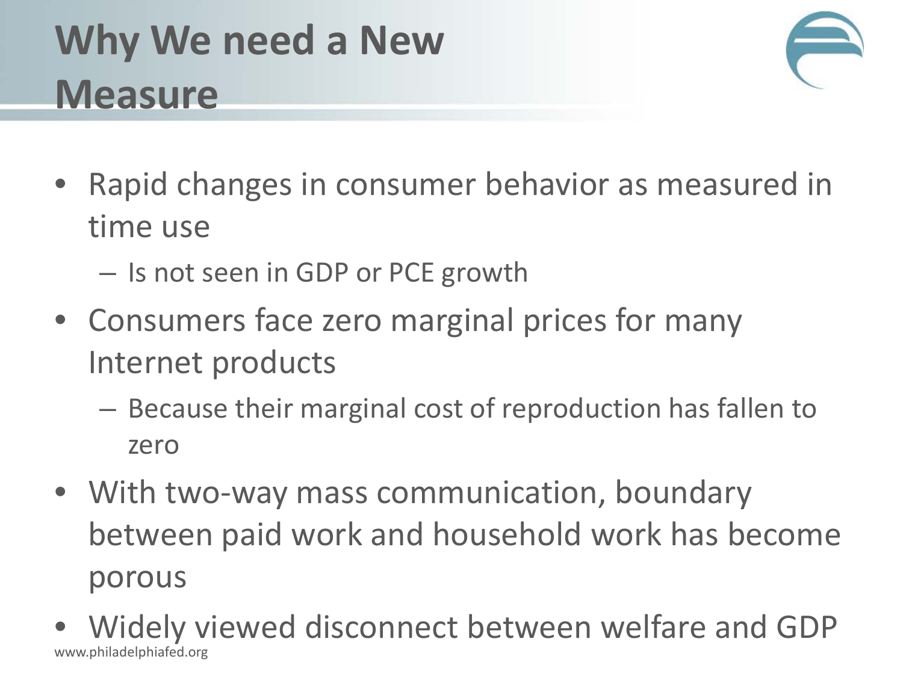# Why We need a New Measure

- Rapid changes in consumer behavior as measured in time use
  - Is not seen in GDP or PCE growth
- Consumers face zero marginal prices for many Internet products
  - Because their marginal cost of reproduction has fallen to zero
- With two-way mass communication, boundary between paid work and household work has become porous
- Widely viewed disconnect between welfare and GDP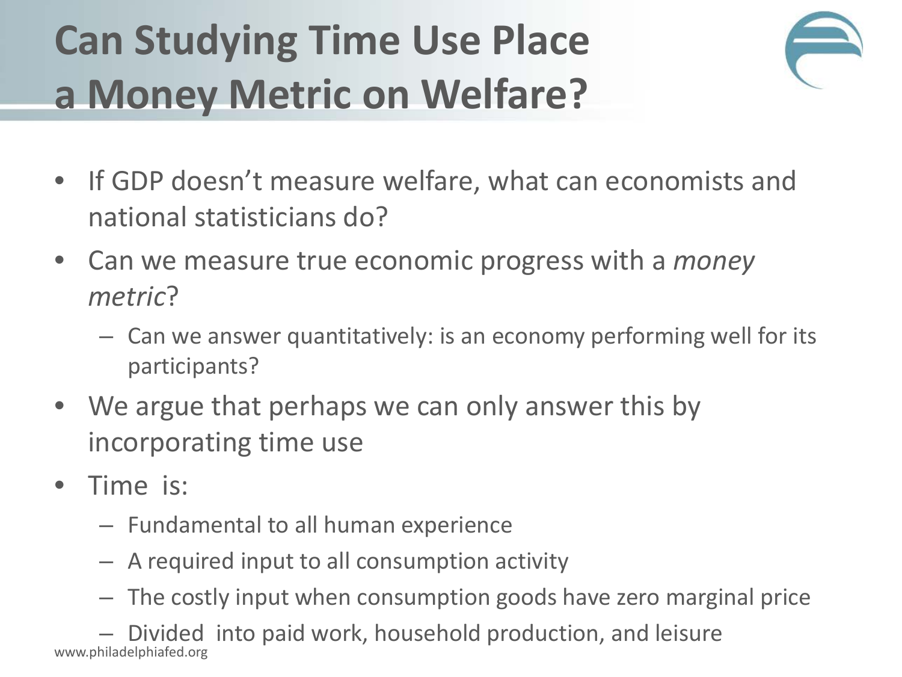# Can Studying Time Use Place a Money Metric on Welfare?

- If GDP doesn't measure welfare, what can economists and national statisticians do?
- Can we measure true economic progress with a *money metric*?
  - Can we answer quantitatively: is an economy performing well for its participants?
- We argue that perhaps we can only answer this by incorporating time use
- Time is:
  - Fundamental to all human experience
  - A required input to all consumption activity
  - The costly input when consumption goods have zero marginal price
  - Divided into paid work, household production, and leisure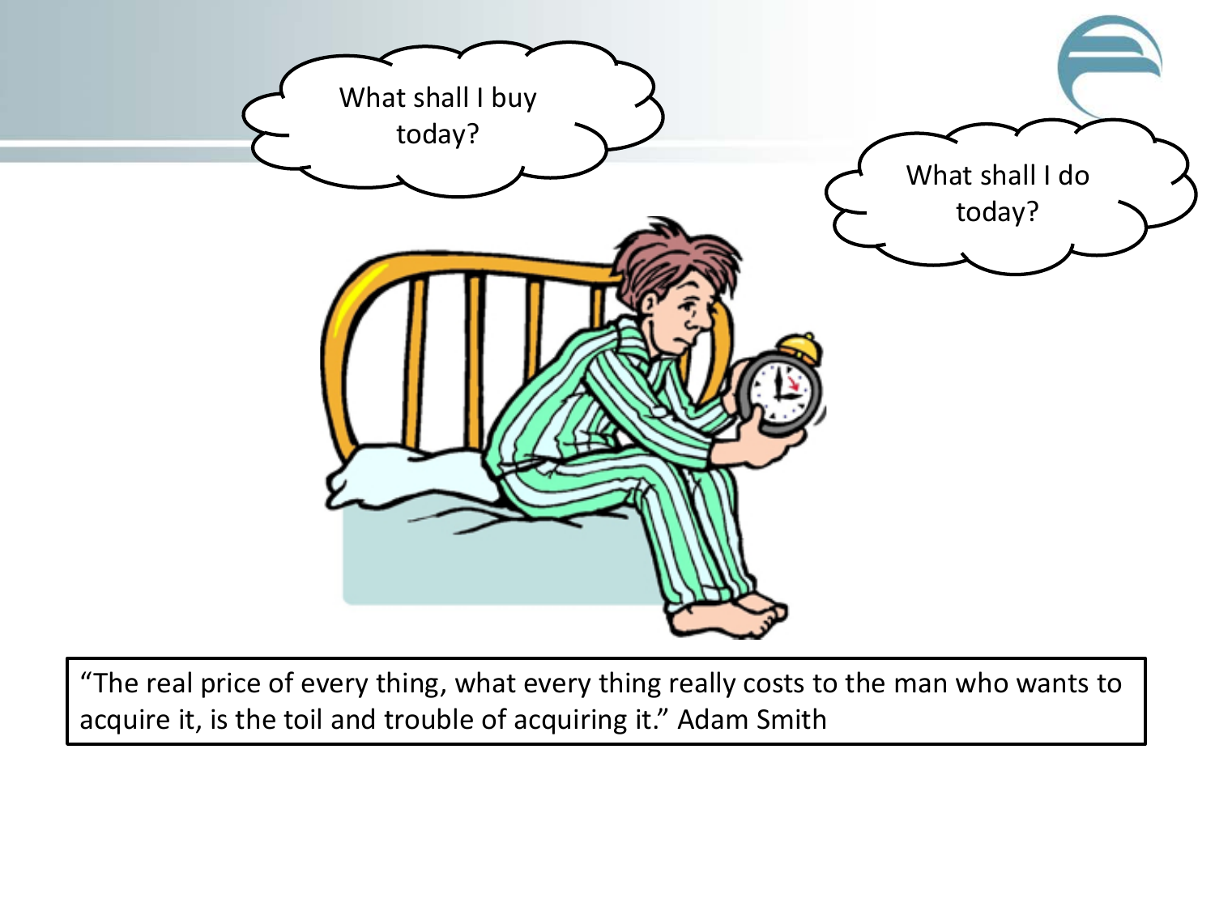What shall I buy today?

What shall I do today?

“The real price of every thing, what every thing really costs to the man who wants to acquire it, is the toil and trouble of acquiring it.” Adam Smith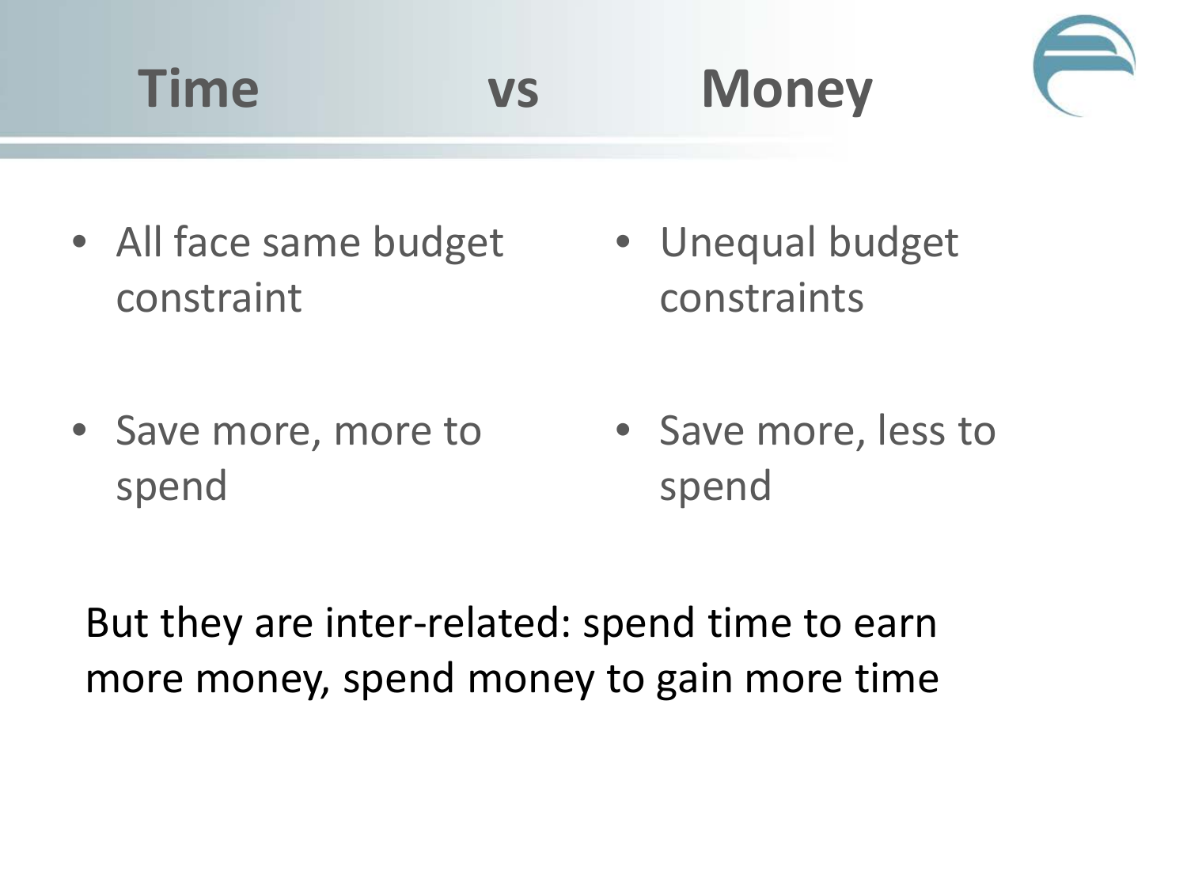# Time vs Money

| Time | Money |
| --- | --- |
| All face same budget constraint | Unequal budget constraints |
| Save more, more to spend | Save more, less to spend |

But they are inter-related: spend time to earn more money, spend money to gain more time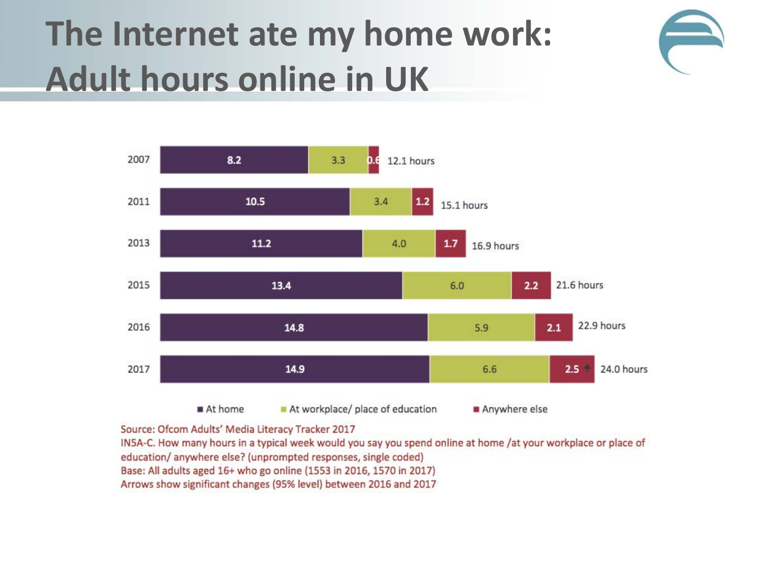# The Internet ate my home work: Adult hours online in UK

| Year | At home | At workplace/ place of education | Anywhere else | Total |
|---|---|---|---|---|
| 2007 | 8.2 | 3.3 | 0.6 | 12.1 hours |
| 2011 | 10.5 | 3.4 | 1.2 | 15.1 hours |
| 2013 | 11.2 | 4.0 | 1.7 | 16.9 hours |
| 2015 | 13.4 | 6.0 | 2.2 | 21.6 hours |
| 2016 | 14.8 | 5.9 | 2.1 | 22.9 hours |
| 2017 | 14.9 | 6.6 | 2.5 ↑ | 24.0 hours |

Source: Ofcom Adults' Media Literacy Tracker 2017
IN5A-C. How many hours in a typical week would you say you spend online at home /at your workplace or place of education/ anywhere else? (unprompted responses, single coded)
Base: All adults aged 16+ who go online (1553 in 2016, 1570 in 2017)
Arrows show significant changes (95% level) between 2016 and 2017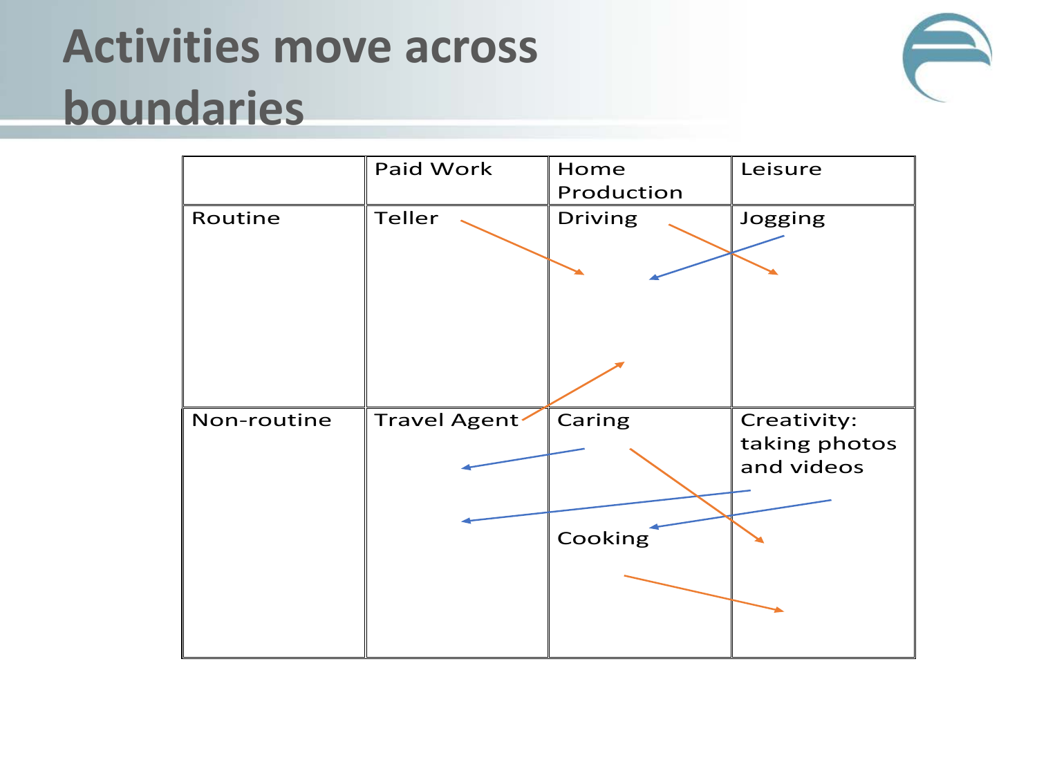# Activities move across boundaries

| | Paid Work | Home Production | Leisure |
|---|---|---|---|
| Routine | Teller | Driving | Jogging |
| Non-routine | Travel Agent | Caring<br><br>Cooking | Creativity: taking photos and videos |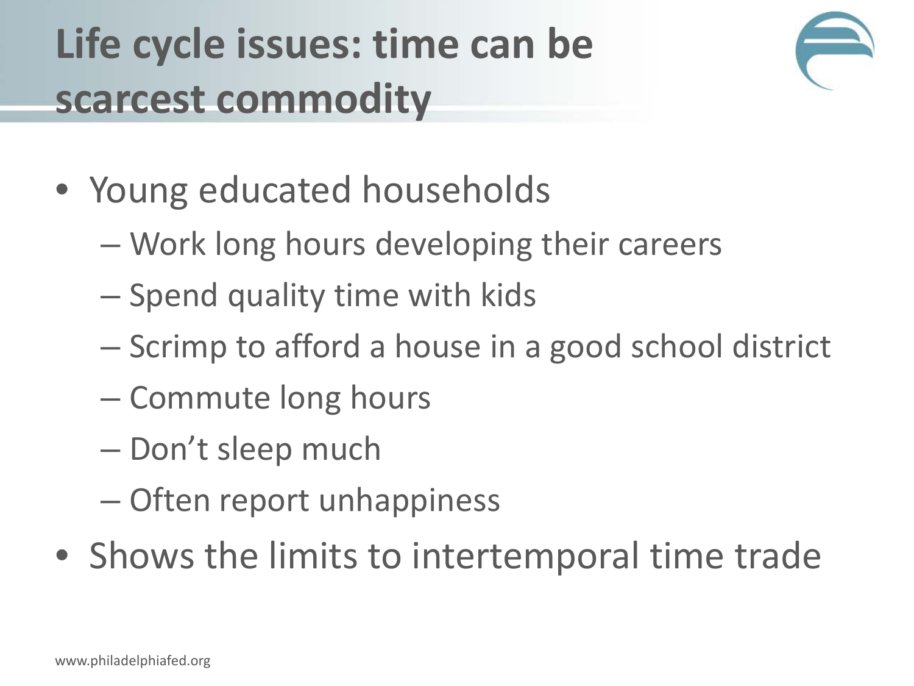# Life cycle issues: time can be scarcest commodity

- Young educated households
  - Work long hours developing their careers
  - Spend quality time with kids
  - Scrimp to afford a house in a good school district
  - Commute long hours
  - Don't sleep much
  - Often report unhappiness
- Shows the limits to intertemporal time trade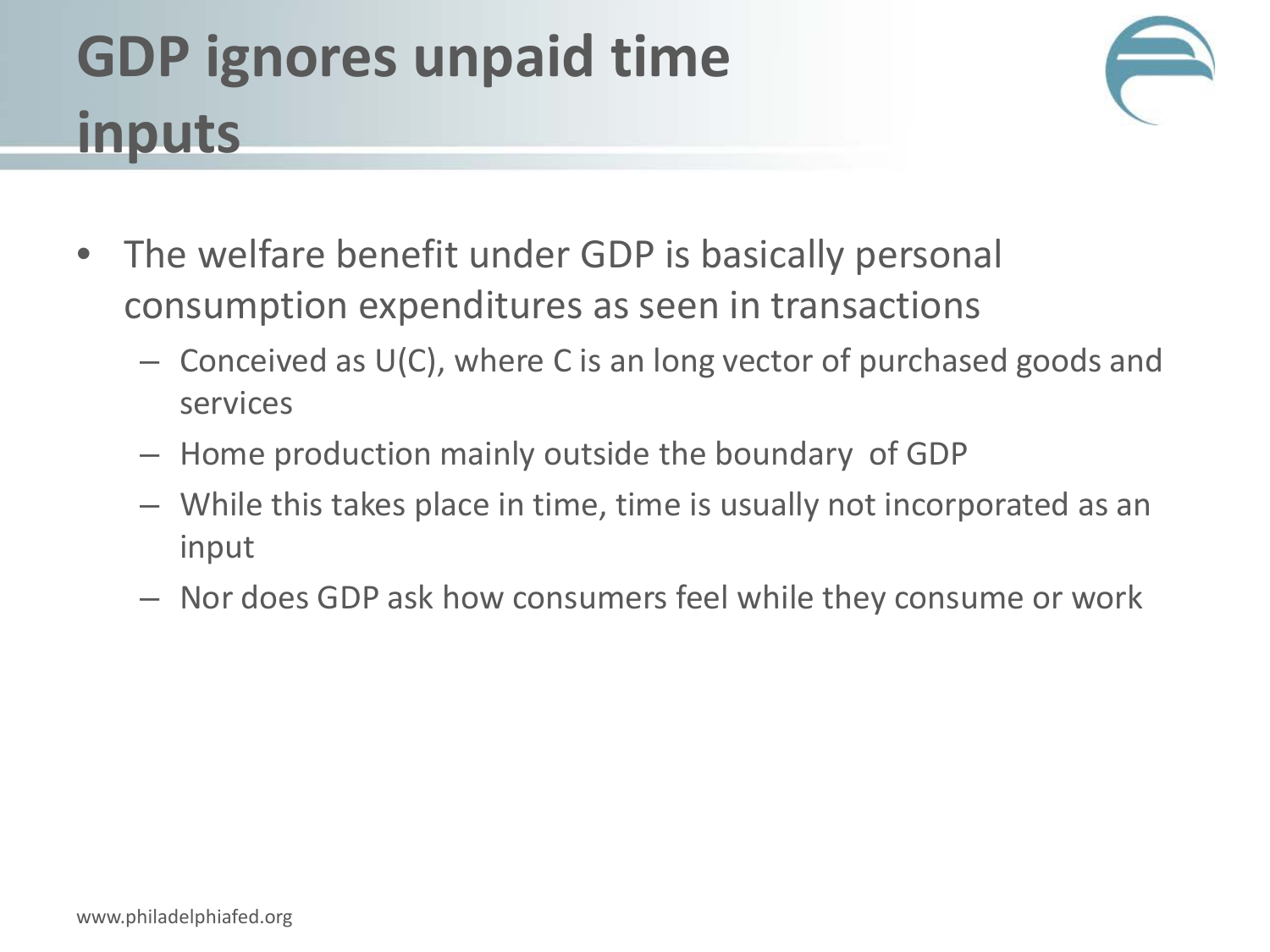# GDP ignores unpaid time inputs

- The welfare benefit under GDP is basically personal consumption expenditures as seen in transactions
  - Conceived as $U(C)$, where $C$ is an long vector of purchased goods and services
  - Home production mainly outside the boundary of GDP
  - While this takes place in time, time is usually not incorporated as an input
  - Nor does GDP ask how consumers feel while they consume or work

www.philadelphiafed.org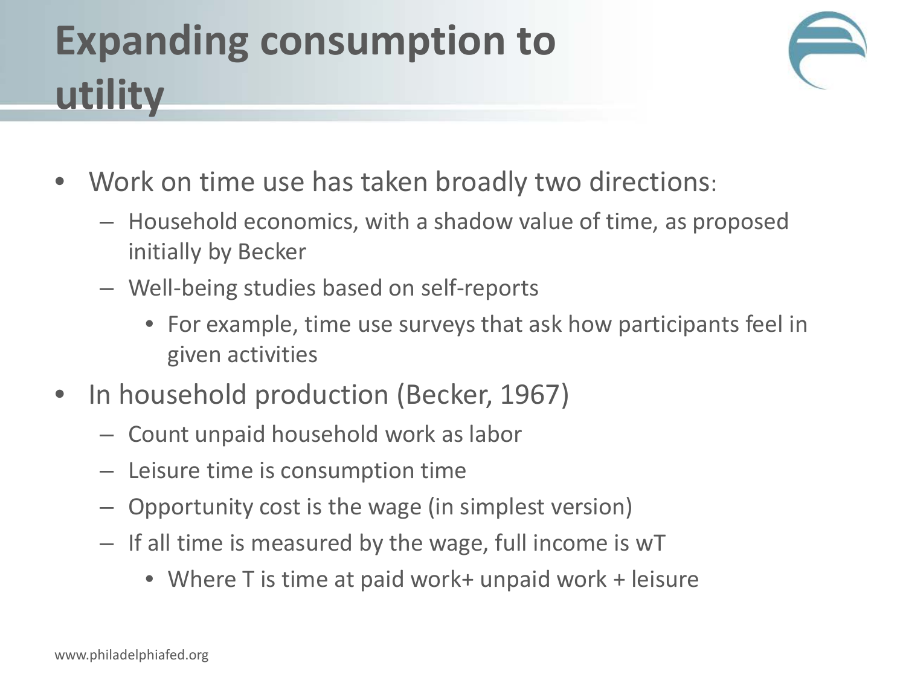# Expanding consumption to utility

- Work on time use has taken broadly two directions:
  - Household economics, with a shadow value of time, as proposed initially by Becker
  - Well-being studies based on self-reports
    - For example, time use surveys that ask how participants feel in given activities
- In household production (Becker, 1967)
  - Count unpaid household work as labor
  - Leisure time is consumption time
  - Opportunity cost is the wage (in simplest version)
  - If all time is measured by the wage, full income is $wT$
    - Where $T$ is time at paid work+ unpaid work + leisure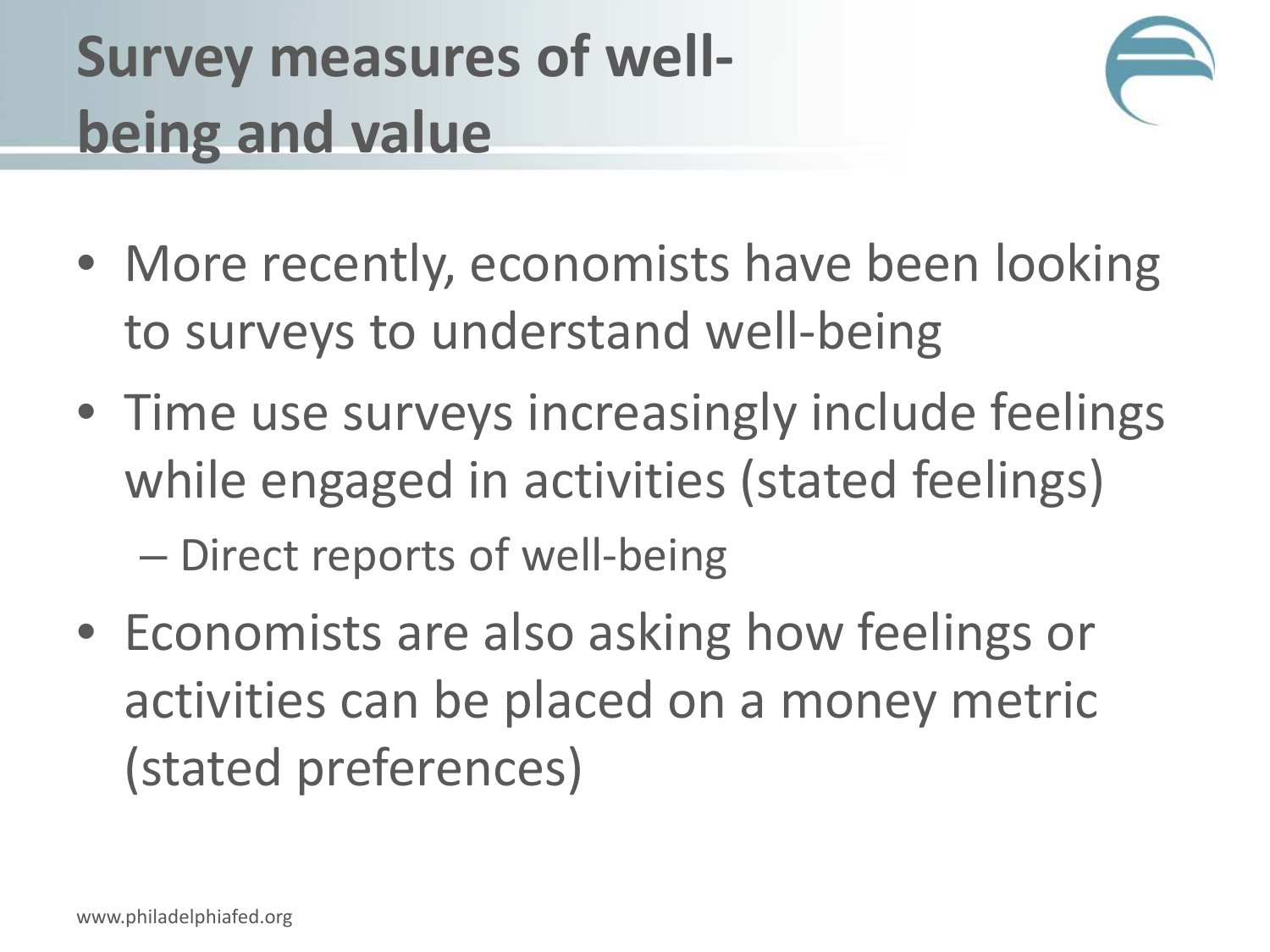# Survey measures of well-being and value

- More recently, economists have been looking to surveys to understand well-being
- Time use surveys increasingly include feelings while engaged in activities (stated feelings)
  - Direct reports of well-being
- Economists are also asking how feelings or activities can be placed on a money metric (stated preferences)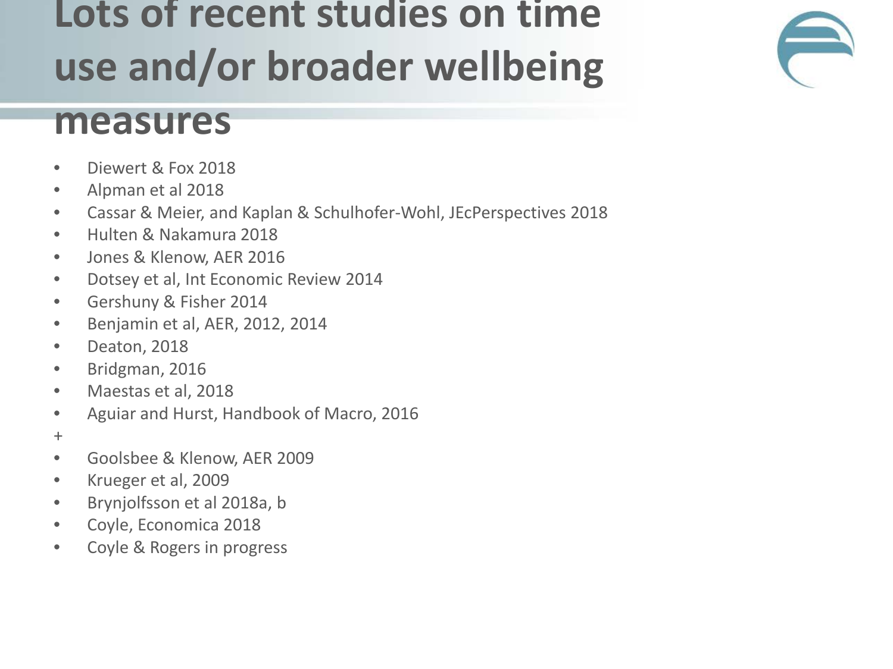# Lots of recent studies on time use and/or broader wellbeing measures

- Diewert & Fox 2018
- Alpman et al 2018
- Cassar & Meier, and Kaplan & Schulhofer-Wohl, JEcPerspectives 2018
- Hulten & Nakamura 2018
- Jones & Klenow, AER 2016
- Dotsey et al, Int Economic Review 2014
- Gershuny & Fisher 2014
- Benjamin et al, AER, 2012, 2014
- Deaton, 2018
- Bridgman, 2016
- Maestas et al, 2018
- Aguiar and Hurst, Handbook of Macro, 2016

+

- Goolsbee & Klenow, AER 2009
- Krueger et al, 2009
- Brynjolfsson et al 2018a, b
- Coyle, Economica 2018
- Coyle & Rogers in progress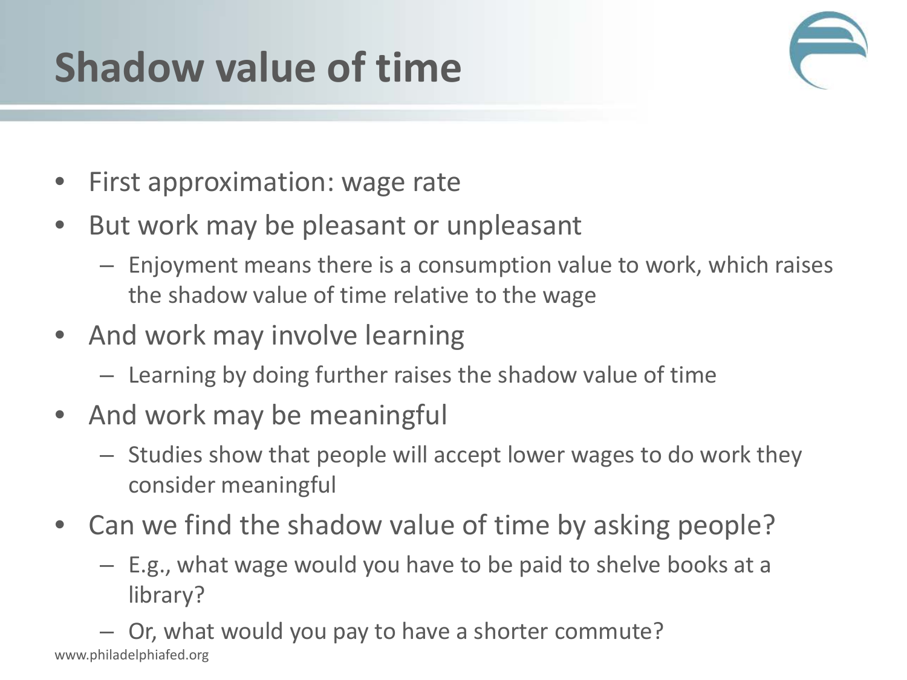# Shadow value of time

- First approximation: wage rate
- But work may be pleasant or unpleasant
  - Enjoyment means there is a consumption value to work, which raises the shadow value of time relative to the wage
- And work may involve learning
  - Learning by doing further raises the shadow value of time
- And work may be meaningful
  - Studies show that people will accept lower wages to do work they consider meaningful
- Can we find the shadow value of time by asking people?
  - E.g., what wage would you have to be paid to shelve books at a library?
  - Or, what would you pay to have a shorter commute?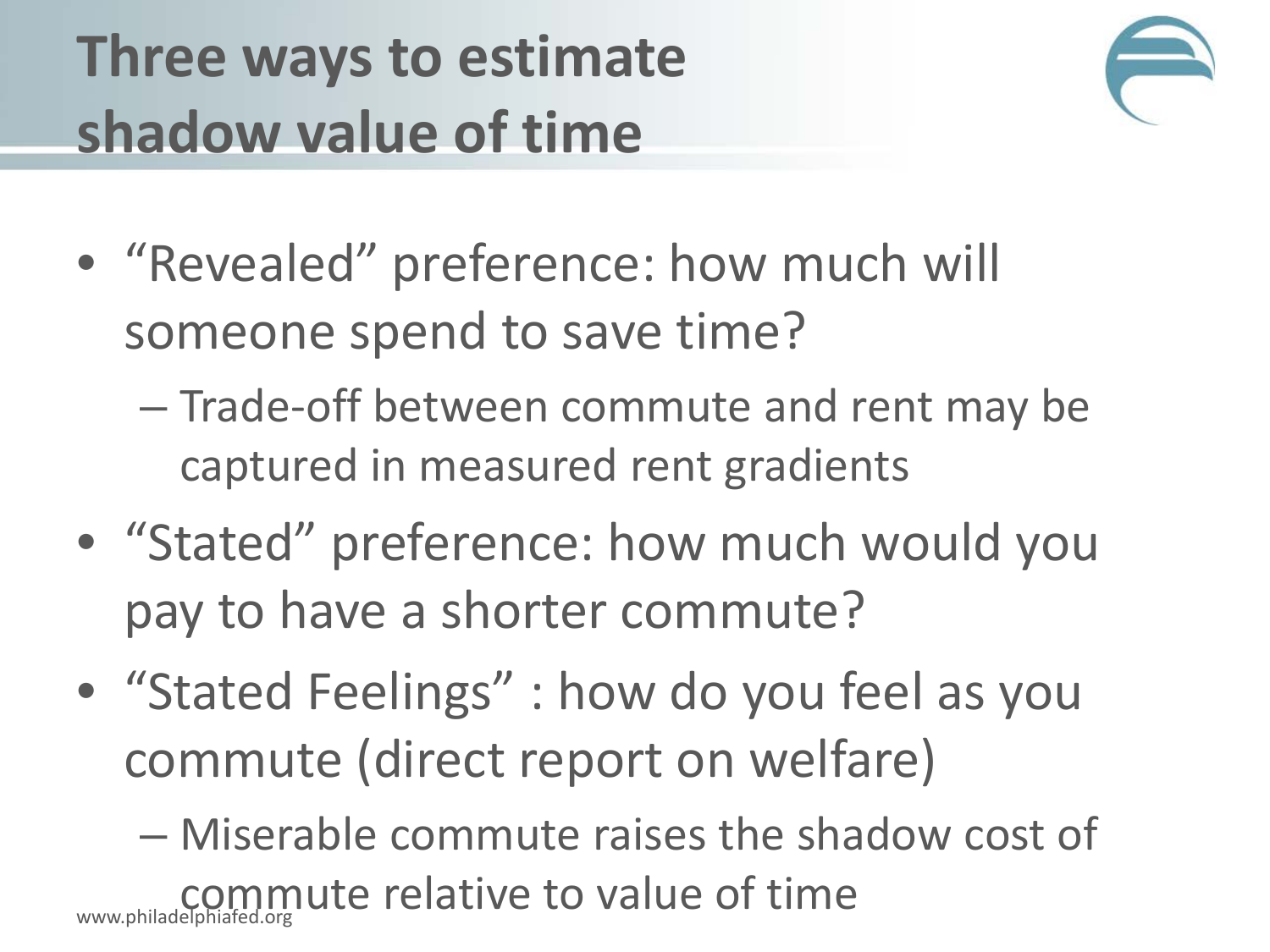# Three ways to estimate shadow value of time

- "Revealed" preference: how much will someone spend to save time?
  - Trade-off between commute and rent may be captured in measured rent gradients
- "Stated" preference: how much would you pay to have a shorter commute?
- "Stated Feelings" : how do you feel as you commute (direct report on welfare)
  - Miserable commute raises the shadow cost of commute relative to value of time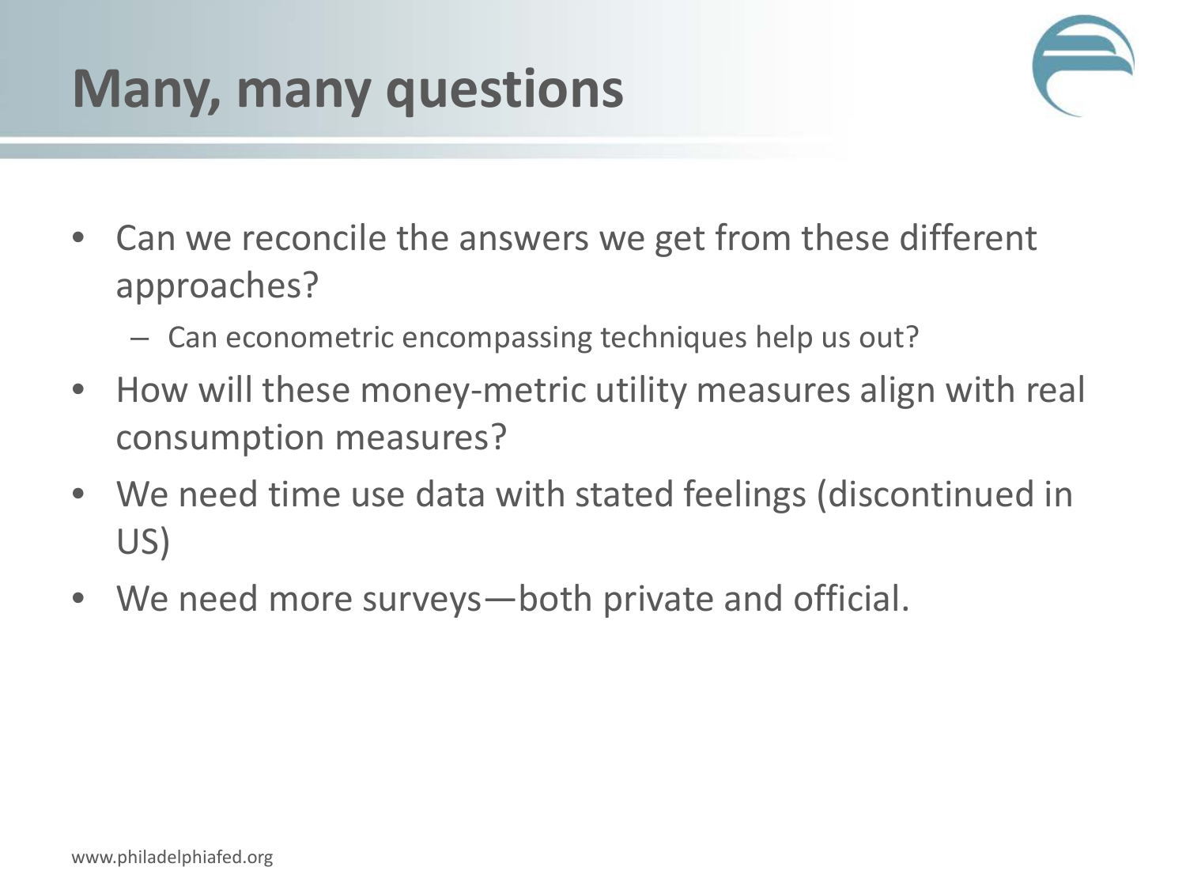# Many, many questions

- Can we reconcile the answers we get from these different approaches?
  - Can econometric encompassing techniques help us out?
- How will these money-metric utility measures align with real consumption measures?
- We need time use data with stated feelings (discontinued in US)
- We need more surveys—both private and official.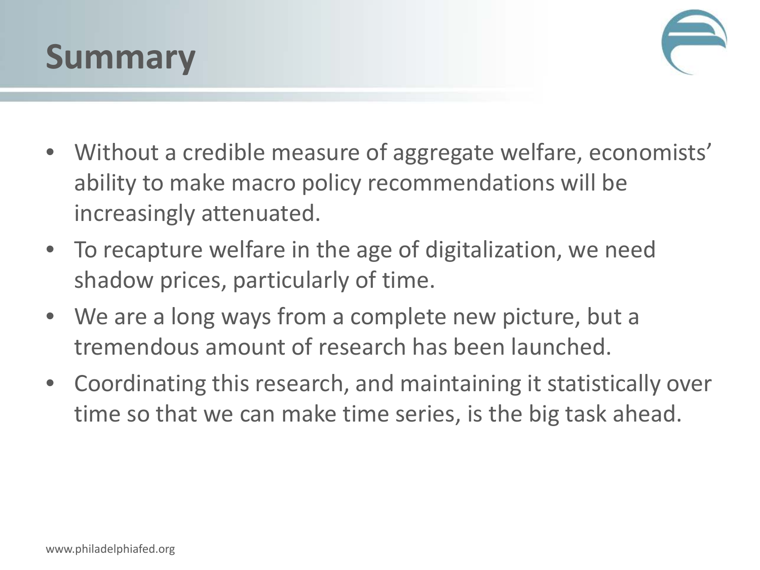# Summary

- Without a credible measure of aggregate welfare, economists' ability to make macro policy recommendations will be increasingly attenuated.
- To recapture welfare in the age of digitalization, we need shadow prices, particularly of time.
- We are a long ways from a complete new picture, but a tremendous amount of research has been launched.
- Coordinating this research, and maintaining it statistically over time so that we can make time series, is the big task ahead.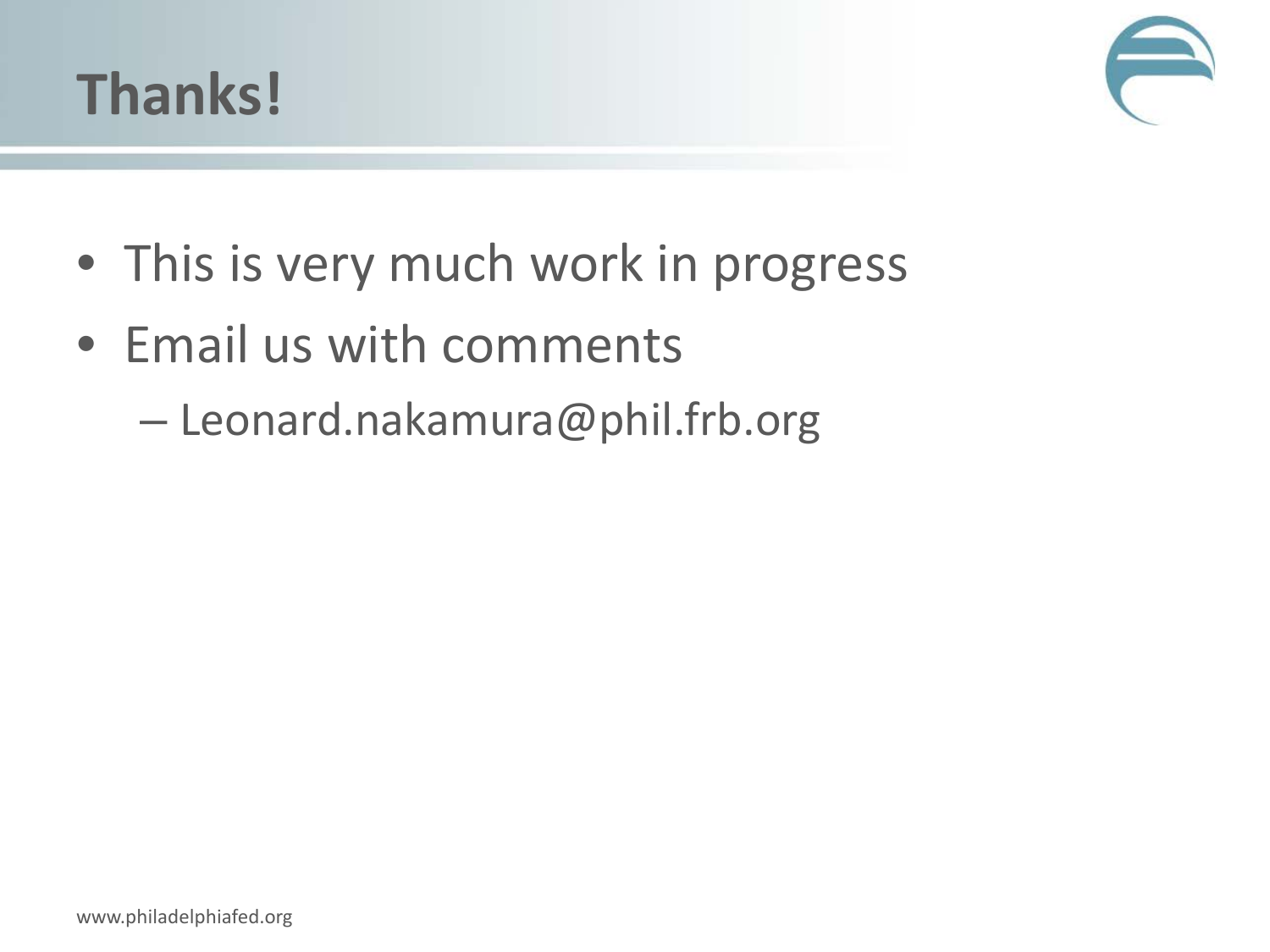# Thanks!

- This is very much work in progress
- Email us with comments
  - Leonard.nakamura@phil.frb.org